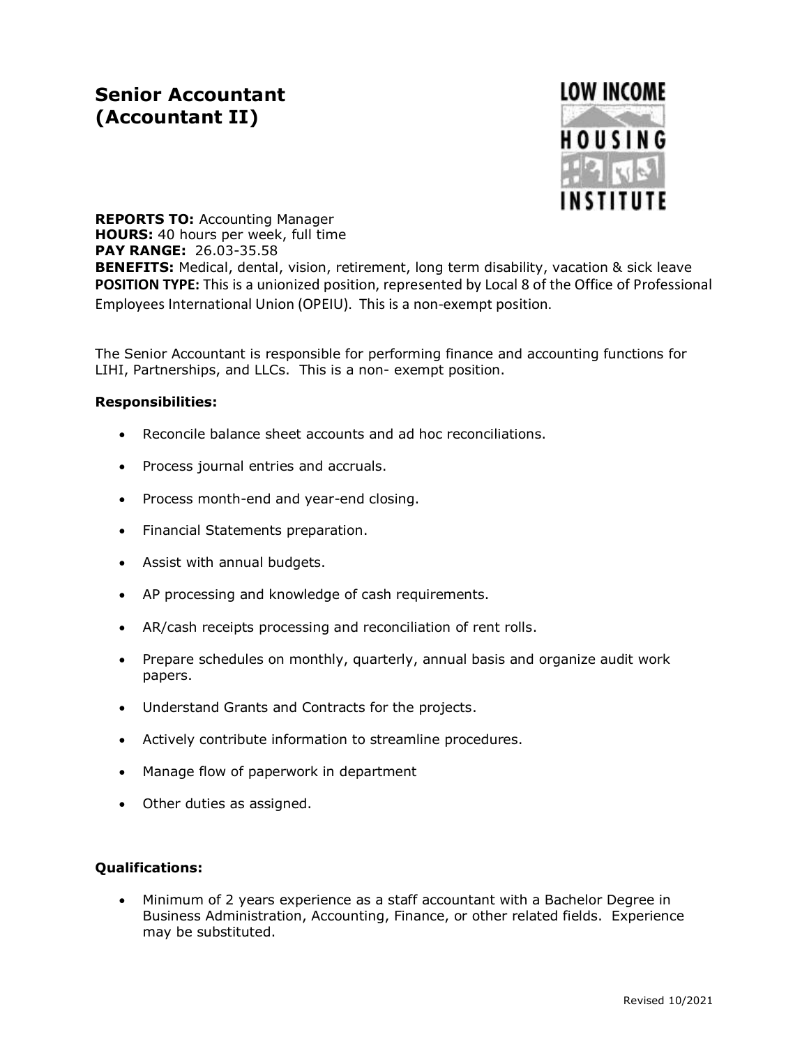# Senior Accountant (Accountant II)

LOW INCOME HOUSING INSTITUTE

**REPORTS TO:** Accounting Manager
**HOURS:** 40 hours per week, full time
**PAY RANGE:** 26.03-35.58
**BENEFITS:** Medical, dental, vision, retirement, long term disability, vacation & sick leave
**POSITION TYPE:** This is a unionized position, represented by Local 8 of the Office of Professional Employees International Union (OPEIU). This is a non-exempt position.

The Senior Accountant is responsible for performing finance and accounting functions for LIHI, Partnerships, and LLCs. This is a non- exempt position.

**Responsibilities:**

- Reconcile balance sheet accounts and ad hoc reconciliations.
- Process journal entries and accruals.
- Process month-end and year-end closing.
- Financial Statements preparation.
- Assist with annual budgets.
- AP processing and knowledge of cash requirements.
- AR/cash receipts processing and reconciliation of rent rolls.
- Prepare schedules on monthly, quarterly, annual basis and organize audit work papers.
- Understand Grants and Contracts for the projects.
- Actively contribute information to streamline procedures.
- Manage flow of paperwork in department
- Other duties as assigned.

**Qualifications:**

- Minimum of 2 years experience as a staff accountant with a Bachelor Degree in Business Administration, Accounting, Finance, or other related fields. Experience may be substituted.

Revised 10/2021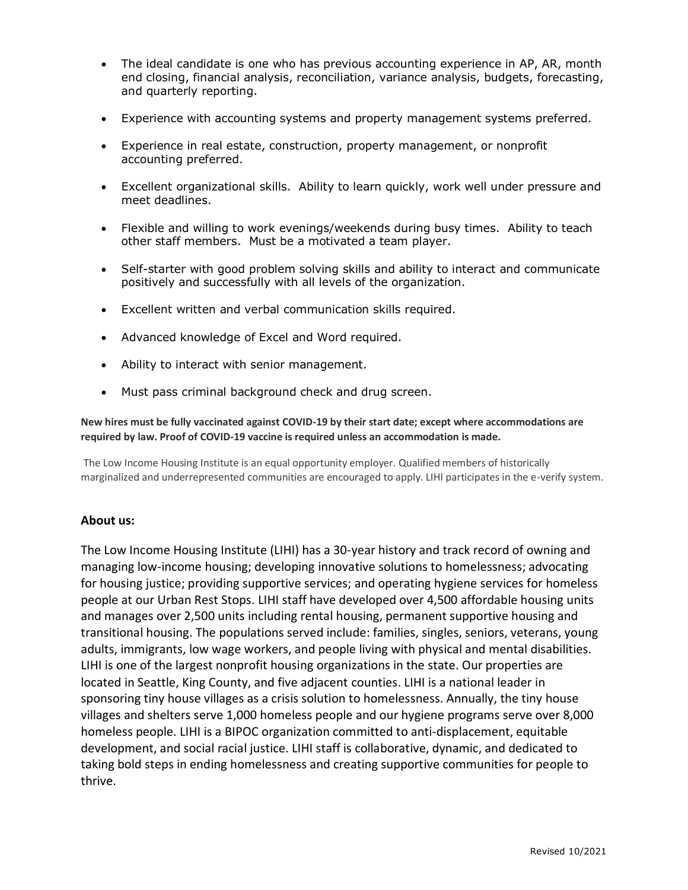- The ideal candidate is one who has previous accounting experience in AP, AR, month end closing, financial analysis, reconciliation, variance analysis, budgets, forecasting, and quarterly reporting.
- Experience with accounting systems and property management systems preferred.
- Experience in real estate, construction, property management, or nonprofit accounting preferred.
- Excellent organizational skills. Ability to learn quickly, work well under pressure and meet deadlines.
- Flexible and willing to work evenings/weekends during busy times. Ability to teach other staff members. Must be a motivated a team player.
- Self-starter with good problem solving skills and ability to interact and communicate positively and successfully with all levels of the organization.
- Excellent written and verbal communication skills required.
- Advanced knowledge of Excel and Word required.
- Ability to interact with senior management.
- Must pass criminal background check and drug screen.

**New hires must be fully vaccinated against COVID-19 by their start date; except where accommodations are required by law. Proof of COVID-19 vaccine is required unless an accommodation is made.**

The Low Income Housing Institute is an equal opportunity employer. Qualified members of historically marginalized and underrepresented communities are encouraged to apply. LIHI participates in the e-verify system.

**About us:**

The Low Income Housing Institute (LIHI) has a 30-year history and track record of owning and managing low-income housing; developing innovative solutions to homelessness; advocating for housing justice; providing supportive services; and operating hygiene services for homeless people at our Urban Rest Stops. LIHI staff have developed over 4,500 affordable housing units and manages over 2,500 units including rental housing, permanent supportive housing and transitional housing. The populations served include: families, singles, seniors, veterans, young adults, immigrants, low wage workers, and people living with physical and mental disabilities. LIHI is one of the largest nonprofit housing organizations in the state. Our properties are located in Seattle, King County, and five adjacent counties. LIHI is a national leader in sponsoring tiny house villages as a crisis solution to homelessness. Annually, the tiny house villages and shelters serve 1,000 homeless people and our hygiene programs serve over 8,000 homeless people. LIHI is a BIPOC organization committed to anti-displacement, equitable development, and social racial justice. LIHI staff is collaborative, dynamic, and dedicated to taking bold steps in ending homelessness and creating supportive communities for people to thrive.

Revised 10/2021